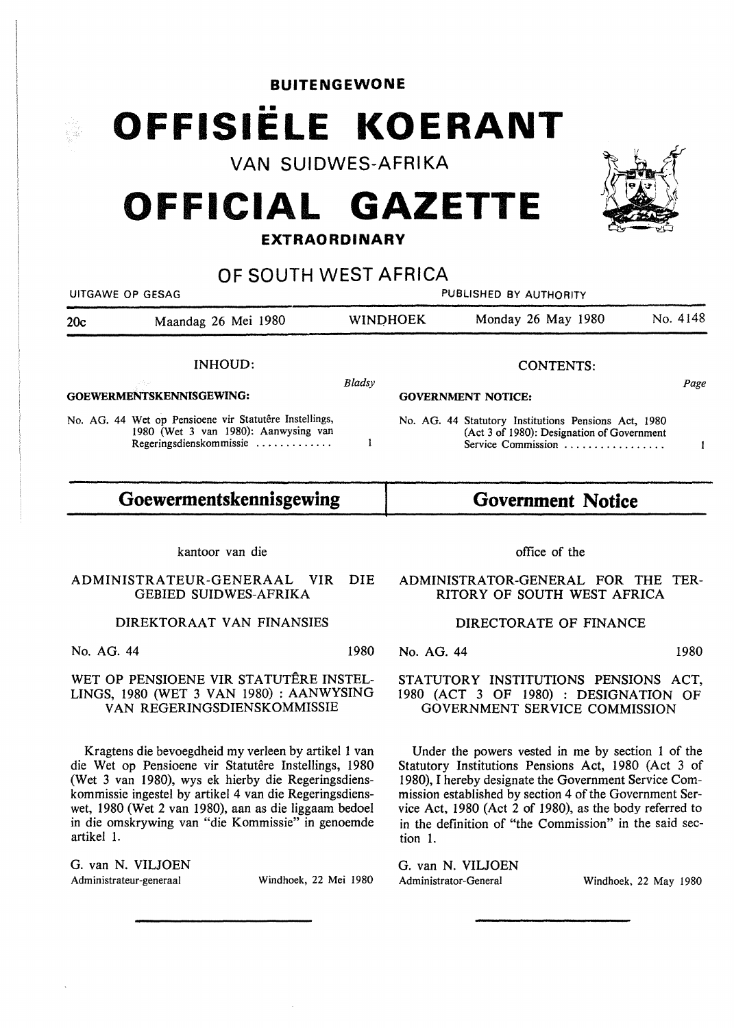**BUITENGEWONE**

# OFFISIËLE KOERANT

## VAN SUIDWES-AFRIKA

# OFFICIAL GAZETTE

**EXTRAORDINARY**

## OF SOUTH WEST AFRICA

UITGAWE OP GESAG — PUBLISHED BY AUTHORITY

| 20c | Maandag 26 Mei 1980 | WINDHOEK | Monday 26 May 1980 | No. 4148 |
|---|---|---|---|---|

INHOUD:

**GOEWERMENTSKENNISGEWING:** *Bladsy*

No. AG. 44 Wet op Pensioene vir Statutêre Instellings, 1980 (Wet 3 van 1980): Aanwysing van Regeringsdienskommissie ............. 1

CONTENTS:

**GOVERNMENT NOTICE:** *Page*

No. AG. 44 Statutory Institutions Pensions Act, 1980 (Act 3 of 1980): Designation of Government Service Commission ................. 1

## Goewermentskennisgewing

kantoor van die

ADMINISTRATEUR-GENERAAL VIR DIE GEBIED SUIDWES-AFRIKA

DIREKTORAAT VAN FINANSIES

No. AG. 44 1980

WET OP PENSIOENE VIR STATUTÊRE INSTELLINGS, 1980 (WET 3 VAN 1980) : AANWYSING VAN REGERINGSDIENSKOMMISSIE

Kragtens die bevoegdheid my verleen by artikel 1 van die Wet op Pensioene vir Statutêre Instellings, 1980 (Wet 3 van 1980), wys ek hierby die Regeringsdienskommissie ingestel by artikel 4 van die Regeringsdienswet, 1980 (Wet 2 van 1980), aan as die liggaam bedoel in die omskrywing van "die Kommissie" in genoemde artikel 1.

G. van N. VILJOEN
Administrateur-generaal — Windhoek, 22 Mei 1980

## Government Notice

office of the

ADMINISTRATOR-GENERAL FOR THE TERRITORY OF SOUTH WEST AFRICA

DIRECTORATE OF FINANCE

No. AG. 44 1980

STATUTORY INSTITUTIONS PENSIONS ACT, 1980 (ACT 3 OF 1980) : DESIGNATION OF GOVERNMENT SERVICE COMMISSION

Under the powers vested in me by section 1 of the Statutory Institutions Pensions Act, 1980 (Act 3 of 1980), I hereby designate the Government Service Commission established by section 4 of the Government Service Act, 1980 (Act 2 of 1980), as the body referred to in the definition of "the Commission" in the said section 1.

G. van N. VILJOEN
Administrator-General — Windhoek, 22 May 1980